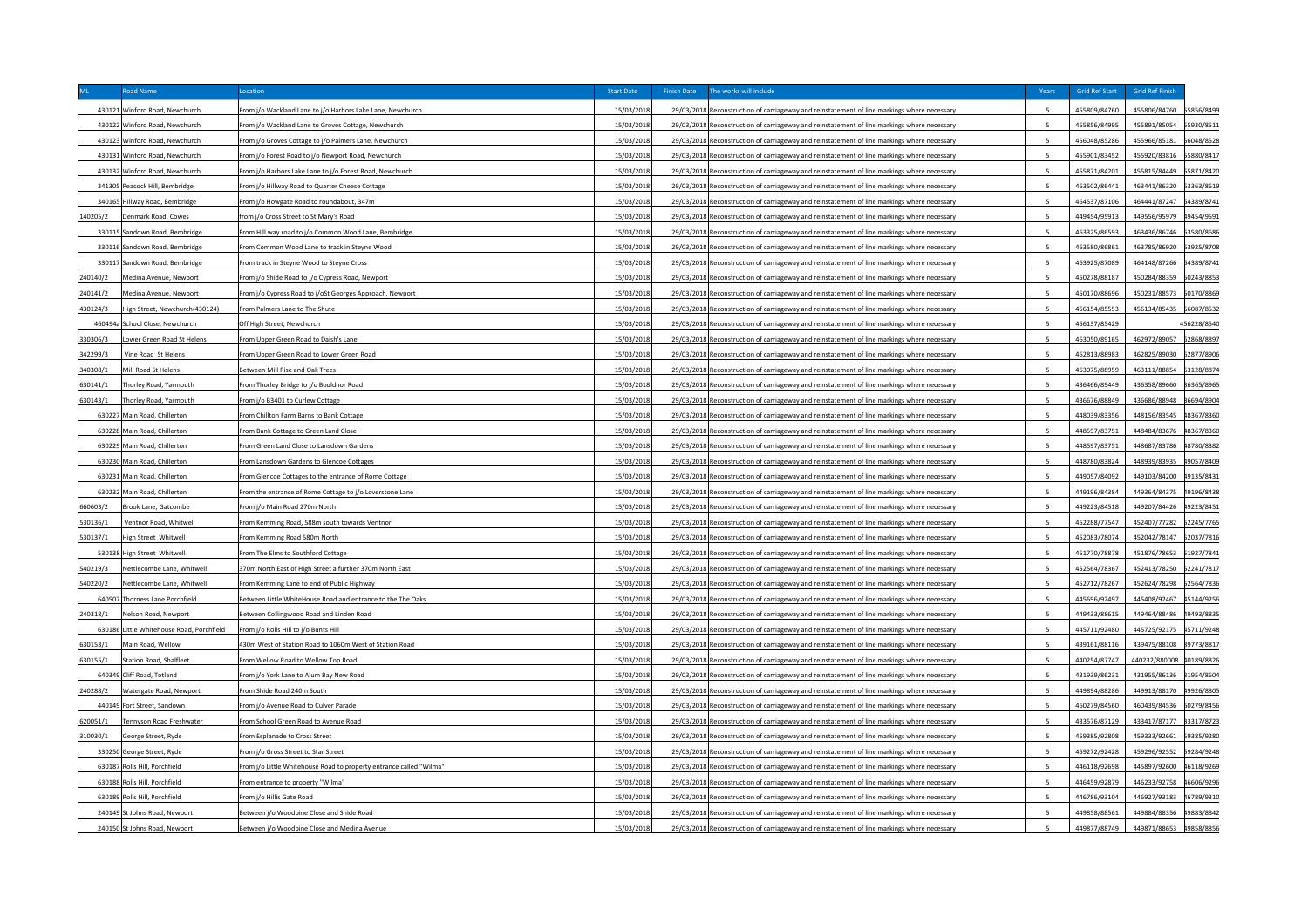| ML | Road Name | Location | Start Date | Finish Date | The works will include | Years | Grid Ref Start | Grid Ref Finish | |
|---|---|---|---|---|---|---|---|---|---|
| 430121 | Winford Road, Newchurch | From j/o Wackland Lane to j/o Harbors Lake Lane, Newchurch | 15/03/2018 | 29/03/2018 | Reconstruction of carriageway and reinstatement of line markings where necessary | 5 | 455809/84760 | 455806/84760 | 55856/8499 |
| 430122 | Winford Road, Newchurch | From j/o Wackland Lane to Groves Cottage, Newchurch | 15/03/2018 | 29/03/2018 | Reconstruction of carriageway and reinstatement of line markings where necessary | 5 | 455856/84995 | 455891/85054 | 55930/8511 |
| 430123 | Winford Road, Newchurch | From j/o Groves Cottage to j/o Palmers Lane, Newchurch | 15/03/2018 | 29/03/2018 | Reconstruction of carriageway and reinstatement of line markings where necessary | 5 | 456048/85286 | 455966/85181 | 56048/8528 |
| 430131 | Winford Road, Newchurch | From j/o Forest Road to j/o Newport Road, Newchurch | 15/03/2018 | 29/03/2018 | Reconstruction of carriageway and reinstatement of line markings where necessary | 5 | 455901/83452 | 455920/83816 | 55880/8417 |
| 430132 | Winford Road, Newchurch | From j/o Harbors Lake Lane to j/o Forest Road, Newchurch | 15/03/2018 | 29/03/2018 | Reconstruction of carriageway and reinstatement of line markings where necessary | 5 | 455871/84201 | 455815/84449 | 55871/8420 |
| 341305 | Peacock Hill, Bembridge | From j/o Hillway Road to Quarter Cheese Cottage | 15/03/2018 | 29/03/2018 | Reconstruction of carriageway and reinstatement of line markings where necessary | 5 | 463502/86441 | 463441/86320 | 63363/8619 |
| 340165 | Hillway Road, Bembridge | From j/o Howgate Road to roundabout, 347m | 15/03/2018 | 29/03/2018 | Reconstruction of carriageway and reinstatement of line markings where necessary | 5 | 464537/87106 | 464441/87247 | 64389/8741 |
| 140205/2 | Denmark Road, Cowes | from j/o Cross Street to St Mary's Road | 15/03/2018 | 29/03/2018 | Reconstruction of carriageway and reinstatement of line markings where necessary | 5 | 449454/95913 | 449556/95979 | 49454/9591 |
| 330115 | Sandown Road, Bembridge | From Hill way road to j/o Common Wood Lane, Bembridge | 15/03/2018 | 29/03/2018 | Reconstruction of carriageway and reinstatement of line markings where necessary | 5 | 463325/86593 | 463436/86746 | 63580/8686 |
| 330116 | Sandown Road, Bembridge | From Common Wood Lane to track in Steyne Wood | 15/03/2018 | 29/03/2018 | Reconstruction of carriageway and reinstatement of line markings where necessary | 5 | 463580/86861 | 463785/86920 | 63925/8708 |
| 330117 | Sandown Road, Bembridge | From track in Steyne Wood to Steyne Cross | 15/03/2018 | 29/03/2018 | Reconstruction of carriageway and reinstatement of line markings where necessary | 5 | 463925/87089 | 464148/87266 | 64389/8741 |
| 240140/2 | Medina Avenue, Newport | From j/o Shide Road to j/o Cypress Road, Newport | 15/03/2018 | 29/03/2018 | Reconstruction of carriageway and reinstatement of line markings where necessary | 5 | 450278/88187 | 450284/88359 | 50243/8853 |
| 240141/2 | Medina Avenue, Newport | From j/o Cypress Road to j/oSt Georges Approach, Newport | 15/03/2018 | 29/03/2018 | Reconstruction of carriageway and reinstatement of line markings where necessary | 5 | 450170/88696 | 450231/88573 | 50170/8869 |
| 430124/3 | High Street, Newchurch(430124) | From Palmers Lane to The Shute | 15/03/2018 | 29/03/2018 | Reconstruction of carriageway and reinstatement of line markings where necessary | 5 | 456154/85553 | 456134/85435 | 56087/8532 |
| 460494a | School Close, Newchurch | Off High Street, Newchurch | 15/03/2018 | 29/03/2018 | Reconstruction of carriageway and reinstatement of line markings where necessary | 5 | 456137/85429 | | 456228/8540 |
| 330306/3 | Lower Green Road St Helens | From Upper Green Road to Daish's Lane | 15/03/2018 | 29/03/2018 | Reconstruction of carriageway and reinstatement of line markings where necessary | 5 | 463050/89165 | 462972/89057 | 62868/8897 |
| 342299/3 | Vine Road St Helens | From Upper Green Road to Lower Green Road | 15/03/2018 | 29/03/2018 | Reconstruction of carriageway and reinstatement of line markings where necessary | 5 | 462813/88983 | 462825/89030 | 62877/8906 |
| 340308/1 | Mill Road St Helens | Between Mill Rise and Oak Trees | 15/03/2018 | 29/03/2018 | Reconstruction of carriageway and reinstatement of line markings where necessary | 5 | 463075/88959 | 463111/88854 | 63128/8874 |
| 630141/1 | Thorley Road, Yarmouth | From Thorley Bridge to j/o Bouldnor Road | 15/03/2018 | 29/03/2018 | Reconstruction of carriageway and reinstatement of line markings where necessary | 5 | 436466/89449 | 436358/89660 | 36365/8965 |
| 630143/1 | Thorley Road, Yarmouth | From j/o B3401 to Curlew Cottage | 15/03/2018 | 29/03/2018 | Reconstruction of carriageway and reinstatement of line markings where necessary | 5 | 436676/88849 | 436686/88948 | 36694/8904 |
| 630227 | Main Road, Chillerton | From Chillton Farm Barns to Bank Cottage | 15/03/2018 | 29/03/2018 | Reconstruction of carriageway and reinstatement of line markings where necessary | 5 | 448039/83356 | 448156/83545 | 48367/8360 |
| 630228 | Main Road, Chillerton | From Bank Cottage to Green Land Close | 15/03/2018 | 29/03/2018 | Reconstruction of carriageway and reinstatement of line markings where necessary | 5 | 448597/83751 | 448484/83676 | 48367/8360 |
| 630229 | Main Road, Chillerton | From Green Land Close to Lansdown Gardens | 15/03/2018 | 29/03/2018 | Reconstruction of carriageway and reinstatement of line markings where necessary | 5 | 448597/83751 | 448687/83786 | 48780/8382 |
| 630230 | Main Road, Chillerton | From Lansdown Gardens to Glencoe Cottages | 15/03/2018 | 29/03/2018 | Reconstruction of carriageway and reinstatement of line markings where necessary | 5 | 448780/83824 | 448939/83935 | 49057/8409 |
| 630231 | Main Road, Chillerton | From Glencoe Cottages to the entrance of Rome Cottage | 15/03/2018 | 29/03/2018 | Reconstruction of carriageway and reinstatement of line markings where necessary | 5 | 449057/84092 | 449103/84200 | 49135/8431 |
| 630232 | Main Road, Chillerton | From the entrance of Rome Cottage to j/o Loverstone Lane | 15/03/2018 | 29/03/2018 | Reconstruction of carriageway and reinstatement of line markings where necessary | 5 | 449196/84384 | 449364/84375 | 49196/8438 |
| 660603/2 | Brook Lane, Gatcombe | From j/o Main Road 270m North | 15/03/2018 | 29/03/2018 | Reconstruction of carriageway and reinstatement of line markings where necessary | 5 | 449223/84518 | 449207/84426 | 49223/8451 |
| 530136/1 | Ventnor Road, Whitwell | From Kemming Road, 588m south towards Ventnor | 15/03/2018 | 29/03/2018 | Reconstruction of carriageway and reinstatement of line markings where necessary | 5 | 452288/77547 | 452407/77282 | 52245/7765 |
| 530137/1 | High Street Whitwell | From Kemming Road 580m North | 15/03/2018 | 29/03/2018 | Reconstruction of carriageway and reinstatement of line markings where necessary | 5 | 452083/78074 | 452042/78147 | 52037/7816 |
| 530138 | High Street Whitwell | From The Elms to Southford Cottage | 15/03/2018 | 29/03/2018 | Reconstruction of carriageway and reinstatement of line markings where necessary | 5 | 451770/78878 | 451876/78653 | 51927/7841 |
| 540219/3 | Nettlecombe Lane, Whitwell | 370m North East of High Street a further 370m North East | 15/03/2018 | 29/03/2018 | Reconstruction of carriageway and reinstatement of line markings where necessary | 5 | 452564/78367 | 452413/78250 | 52241/7817 |
| 540220/2 | Nettlecombe Lane, Whitwell | From Kemming Lane to end of Public Highway | 15/03/2018 | 29/03/2018 | Reconstruction of carriageway and reinstatement of line markings where necessary | 5 | 452712/78267 | 452624/78298 | 52564/7836 |
| 640507 | Thorness Lane Porchfield | Between Little WhiteHouse Road and entrance to the The Oaks | 15/03/2018 | 29/03/2018 | Reconstruction of carriageway and reinstatement of line markings where necessary | 5 | 445696/92497 | 445408/92467 | 45144/9256 |
| 240318/1 | Nelson Road, Newport | Between Collingwood Road and Linden Road | 15/03/2018 | 29/03/2018 | Reconstruction of carriageway and reinstatement of line markings where necessary | 5 | 449433/88615 | 449464/88486 | 49493/8835 |
| 630186 | Little Whitehouse Road, Porchfield | From j/o Rolls Hill to j/o Bunts Hill | 15/03/2018 | 29/03/2018 | Reconstruction of carriageway and reinstatement of line markings where necessary | 5 | 445711/92480 | 445725/92175 | 45711/9248 |
| 630153/1 | Main Road, Wellow | 430m West of Station Road to 1060m West of Station Road | 15/03/2018 | 29/03/2018 | Reconstruction of carriageway and reinstatement of line markings where necessary | 5 | 439161/88116 | 439475/88108 | 39773/8817 |
| 630155/1 | Station Road, Shalfleet | From Wellow Road to Wellow Top Road | 15/03/2018 | 29/03/2018 | Reconstruction of carriageway and reinstatement of line markings where necessary | 5 | 440254/87747 | 440232/880008 | 40189/8826 |
| 640349 | Cliff Road, Totland | From j/o York Lane to Alum Bay New Road | 15/03/2018 | 29/03/2018 | Reconstruction of carriageway and reinstatement of line markings where necessary | 5 | 431939/86231 | 431955/86136 | 31954/8604 |
| 240288/2 | Watergate Road, Newport | From Shide Road 240m South | 15/03/2018 | 29/03/2018 | Reconstruction of carriageway and reinstatement of line markings where necessary | 5 | 449894/88286 | 449913/88170 | 49926/8805 |
| 440149 | Fort Street, Sandown | From j/o Avenue Road to Culver Parade | 15/03/2018 | 29/03/2018 | Reconstruction of carriageway and reinstatement of line markings where necessary | 5 | 460279/84560 | 460439/84536 | 60279/8456 |
| 620051/1 | Tennyson Road Freshwater | From School Green Road to Avenue Road | 15/03/2018 | 29/03/2018 | Reconstruction of carriageway and reinstatement of line markings where necessary | 5 | 433576/87129 | 433417/87177 | 33317/8723 |
| 310030/1 | George Street, Ryde | From Esplanade to Cross Street | 15/03/2018 | 29/03/2018 | Reconstruction of carriageway and reinstatement of line markings where necessary | 5 | 459385/92808 | 459333/92661 | 59385/9280 |
| 330250 | George Street, Ryde | From j/o Gross Street to Star Street | 15/03/2018 | 29/03/2018 | Reconstruction of carriageway and reinstatement of line markings where necessary | 5 | 459272/92428 | 459296/92552 | 59284/9248 |
| 630187 | Rolls Hill, Porchfield | From j/o Little Whitehouse Road to property entrance called "Wilma" | 15/03/2018 | 29/03/2018 | Reconstruction of carriageway and reinstatement of line markings where necessary | 5 | 446118/92698 | 445897/92600 | 46118/9269 |
| 630188 | Rolls Hill, Porchfield | From entrance to property "Wilma" | 15/03/2018 | 29/03/2018 | Reconstruction of carriageway and reinstatement of line markings where necessary | 5 | 446459/92879 | 446233/92758 | 46606/9296 |
| 630189 | Rolls Hill, Porchfield | From j/o Hillis Gate Road | 15/03/2018 | 29/03/2018 | Reconstruction of carriageway and reinstatement of line markings where necessary | 5 | 446786/93104 | 446927/93183 | 46789/9310 |
| 240149 | St Johns Road, Newport | Between j/o Woodbine Close and Shide Road | 15/03/2018 | 29/03/2018 | Reconstruction of carriageway and reinstatement of line markings where necessary | 5 | 449858/88561 | 449884/88356 | 49883/8842 |
| 240150 | St Johns Road, Newport | Between j/o Woodbine Close and Medina Avenue | 15/03/2018 | 29/03/2018 | Reconstruction of carriageway and reinstatement of line markings where necessary | 5 | 449877/88749 | 449871/88653 | 49858/8856 |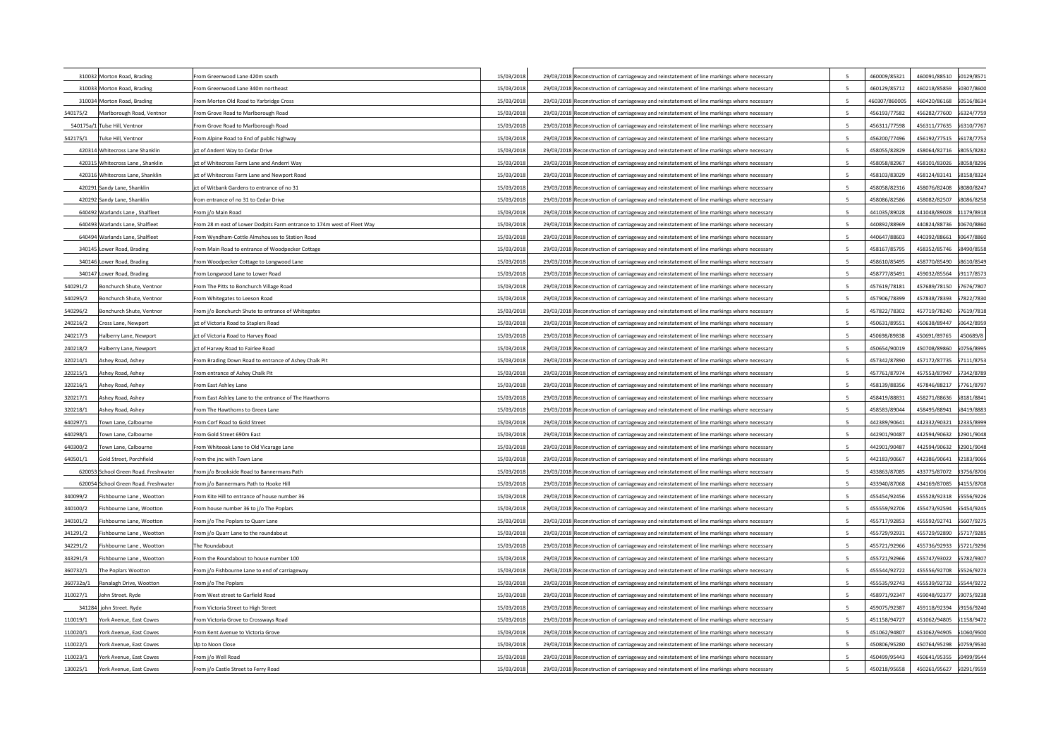| | | | | | | | | | |
|---|---|---|---|---|---|---|---|---|---|
| 310032 | Morton Road, Brading | From Greenwood Lane 420m south | 15/03/2018 | 29/03/2018 | Reconstruction of carriageway and reinstatement of line markings where necessary | 5 | 460009/85321 | 460091/88510 | 60129/8571 |
| 310033 | Morton Road, Brading | From Greenwood Lane 340m northeast | 15/03/2018 | 29/03/2018 | Reconstruction of carriageway and reinstatement of line markings where necessary | 5 | 460129/85712 | 460218/85859 | 60307/8600 |
| 310034 | Morton Road, Brading | From Morton Old Road to Yarbridge Cross | 15/03/2018 | 29/03/2018 | Reconstruction of carriageway and reinstatement of line markings where necessary | 5 | 460307/860005 | 460420/86168 | 60516/8634 |
| 540175/2 | Marlborough Road, Ventnor | From Grove Road to Marlborough Road | 15/03/2018 | 29/03/2018 | Reconstruction of carriageway and reinstatement of line markings where necessary | 5 | 456193/77582 | 456282/77600 | 56324/7759 |
| 540175a/1 | Tulse Hill, Ventnor | From Grove Road to Marlborough Road | 15/03/2018 | 29/03/2018 | Reconstruction of carriageway and reinstatement of line markings where necessary | 5 | 456311/77598 | 456311/77635 | 56310/7767 |
| 542175/1 | Tulse Hill, Ventnor | From Alpine Road to End of public highway | 15/03/2018 | 29/03/2018 | Reconstruction of carriageway and reinstatement of line markings where necessary | 5 | 456200/77496 | 456192/77515 | 56178/7753 |
| 420314 | Whitecross Lane Shanklin | jct of Anderri Way to Cedar Drive | 15/03/2018 | 29/03/2018 | Reconstruction of carriageway and reinstatement of line markings where necessary | 5 | 458055/82829 | 458064/82716 | 58055/8282 |
| 420315 | Whitecross Lane , Shanklin | jct of Whitecross Farm Lane and Anderri Way | 15/03/2018 | 29/03/2018 | Reconstruction of carriageway and reinstatement of line markings where necessary | 5 | 458058/82967 | 458101/83026 | 58058/8296 |
| 420316 | Whitecross Lane, Shanklin | jct of Whitecross Farm Lane and Newport Road | 15/03/2018 | 29/03/2018 | Reconstruction of carriageway and reinstatement of line markings where necessary | 5 | 458103/83029 | 458124/83141 | 58158/8324 |
| 420291 | Sandy Lane, Shanklin | jct of Witbank Gardens to entrance of no 31 | 15/03/2018 | 29/03/2018 | Reconstruction of carriageway and reinstatement of line markings where necessary | 5 | 458058/82316 | 458076/82408 | 58080/8247 |
| 420292 | Sandy Lane, Shanklin | from entrance of no 31 to Cedar Drive | 15/03/2018 | 29/03/2018 | Reconstruction of carriageway and reinstatement of line markings where necessary | 5 | 458086/82586 | 458082/82507 | 58086/8258 |
| 640492 | Warlands Lane , Shalfleet | From j/o Main Road | 15/03/2018 | 29/03/2018 | Reconstruction of carriageway and reinstatement of line markings where necessary | 5 | 441035/89028 | 441048/89028 | 41179/8918 |
| 640493 | Warlands Lane, Shalfleet | From 28 m east of Lower Dodpits Farm entrance to 174m west of Fleet Way | 15/03/2018 | 29/03/2018 | Reconstruction of carriageway and reinstatement of line markings where necessary | 5 | 440892/88969 | 440824/88736 | 40670/8860 |
| 640494 | Warlands Lane, Shalfleet | From Wyndham-Cottle Almshouses to Station Road | 15/03/2018 | 29/03/2018 | Reconstruction of carriageway and reinstatement of line markings where necessary | 5 | 440647/88603 | 440392/88661 | 40647/8860 |
| 340145 | Lower Road, Brading | From Main Road to entrance of Woodpecker Cottage | 15/03/2018 | 29/03/2018 | Reconstruction of carriageway and reinstatement of line markings where necessary | 5 | 458167/85795 | 458352/85746 | 58490/8558 |
| 340146 | Lower Road, Brading | From Woodpecker Cottage to Longwood Lane | 15/03/2018 | 29/03/2018 | Reconstruction of carriageway and reinstatement of line markings where necessary | 5 | 458610/85495 | 458770/85490 | 58610/8549 |
| 340147 | Lower Road, Brading | From Longwood Lane to Lower Road | 15/03/2018 | 29/03/2018 | Reconstruction of carriageway and reinstatement of line markings where necessary | 5 | 458777/85491 | 459032/85564 | 59117/8573 |
| 540291/2 | Bonchurch Shute, Ventnor | From The Pitts to Bonchurch Village Road | 15/03/2018 | 29/03/2018 | Reconstruction of carriageway and reinstatement of line markings where necessary | 5 | 457619/78181 | 457689/78150 | 57676/7807 |
| 540295/2 | Bonchurch Shute, Ventnor | From Whitegates to Leeson Road | 15/03/2018 | 29/03/2018 | Reconstruction of carriageway and reinstatement of line markings where necessary | 5 | 457906/78399 | 457838/78393 | 57822/7830 |
| 540296/2 | Bonchurch Shute, Ventnor | From j/o Bonchurch Shute to entrance of Whitegates | 15/03/2018 | 29/03/2018 | Reconstruction of carriageway and reinstatement of line markings where necessary | 5 | 457822/78302 | 457719/78240 | 57619/7818 |
| 240216/2 | Cross Lane, Newport | jct of Victoria Road to Staplers Road | 15/03/2018 | 29/03/2018 | Reconstruction of carriageway and reinstatement of line markings where necessary | 5 | 450631/89551 | 450638/89447 | 50642/8959 |
| 240217/3 | Halberry Lane, Newport | jct of Victoria Road to Harvey Road | 15/03/2018 | 29/03/2018 | Reconstruction of carriageway and reinstatement of line markings where necessary | 5 | 450698/89838 | 450691/89765 | 450689/8 |
| 240218/2 | Halberry Lane, Newport | jct of Harvey Road to Fairlee Road | 15/03/2018 | 29/03/2018 | Reconstruction of carriageway and reinstatement of line markings where necessary | 5 | 450654/90019 | 450708/89860 | 50756/8995 |
| 320214/1 | Ashey Road, Ashey | From Brading Down Road to entrance of Ashey Chalk Pit | 15/03/2018 | 29/03/2018 | Reconstruction of carriageway and reinstatement of line markings where necessary | 5 | 457342/87890 | 457172/87735 | 57111/8753 |
| 320215/1 | Ashey Road, Ashey | From entrance of Ashey Chalk Pit | 15/03/2018 | 29/03/2018 | Reconstruction of carriageway and reinstatement of line markings where necessary | 5 | 457761/87974 | 457553/87947 | 57342/8789 |
| 320216/1 | Ashey Road, Ashey | From East Ashley Lane | 15/03/2018 | 29/03/2018 | Reconstruction of carriageway and reinstatement of line markings where necessary | 5 | 458139/88356 | 457846/88217 | 57761/8797 |
| 320217/1 | Ashey Road, Ashey | From East Ashley Lane to the entrance of The Hawthorns | 15/03/2018 | 29/03/2018 | Reconstruction of carriageway and reinstatement of line markings where necessary | 5 | 458419/88831 | 458271/88636 | 58181/8841 |
| 320218/1 | Ashey Road, Ashey | From The Hawthorns to Green Lane | 15/03/2018 | 29/03/2018 | Reconstruction of carriageway and reinstatement of line markings where necessary | 5 | 458583/89044 | 458495/88941 | 58419/8883 |
| 640297/1 | Town Lane, Calbourne | From Corf Road to Gold Street | 15/03/2018 | 29/03/2018 | Reconstruction of carriageway and reinstatement of line markings where necessary | 5 | 442389/90641 | 442332/90321 | 42335/8999 |
| 640298/1 | Town Lane, Calbourne | From Gold Street 690m East | 15/03/2018 | 29/03/2018 | Reconstruction of carriageway and reinstatement of line markings where necessary | 5 | 442901/90487 | 442594/90632 | 42901/9048 |
| 640300/2 | Town Lane, Calbourne | From Whiteoak Lane to Old Vicarage Lane | 15/03/2018 | 29/03/2018 | Reconstruction of carriageway and reinstatement of line markings where necessary | 5 | 442901/90487 | 442594/90632 | 42901/9048 |
| 640501/1 | Gold Street, Porchfield | From the jnc with Town Lane | 15/03/2018 | 29/03/2018 | Reconstruction of carriageway and reinstatement of line markings where necessary | 5 | 442183/90667 | 442386/90641 | 42183/9066 |
| 620053 | School Green Road. Freshwater | From j/o Brookside Road to Bannermans Path | 15/03/2018 | 29/03/2018 | Reconstruction of carriageway and reinstatement of line markings where necessary | 5 | 433863/87085 | 433775/87072 | 33756/8706 |
| 620054 | School Green Road. Freshwater | From j/o Bannermans Path to Hooke Hill | 15/03/2018 | 29/03/2018 | Reconstruction of carriageway and reinstatement of line markings where necessary | 5 | 433940/87068 | 434169/87085 | 34155/8708 |
| 340099/2 | Fishbourne Lane , Wootton | From Kite Hill to entrance of house number 36 | 15/03/2018 | 29/03/2018 | Reconstruction of carriageway and reinstatement of line markings where necessary | 5 | 455454/92456 | 455528/92318 | 55556/9226 |
| 340100/2 | Fishbourne Lane, Wootton | From house number 36 to j/o The Poplars | 15/03/2018 | 29/03/2018 | Reconstruction of carriageway and reinstatement of line markings where necessary | 5 | 455559/92706 | 455473/92594 | 55454/9245 |
| 340101/2 | Fishbourne Lane, Wootton | From j/o The Poplars to Quarr Lane | 15/03/2018 | 29/03/2018 | Reconstruction of carriageway and reinstatement of line markings where necessary | 5 | 455717/92853 | 455592/92741 | 55607/9275 |
| 341291/2 | Fishbourne Lane , Wootton | From j/o Quarr Lane to the roundabout | 15/03/2018 | 29/03/2018 | Reconstruction of carriageway and reinstatement of line markings where necessary | 5 | 455729/92931 | 455729/92890 | 55717/9285 |
| 342291/2 | Fishbourne Lane , Wootton | The Roundabout | 15/03/2018 | 29/03/2018 | Reconstruction of carriageway and reinstatement of line markings where necessary | 5 | 455721/92966 | 455736/92933 | 55721/9296 |
| 343291/3 | Fishbourne Lane , Wootton | From the Roundabout to house number 100 | 15/03/2018 | 29/03/2018 | Reconstruction of carriageway and reinstatement of line markings where necessary | 5 | 455721/92966 | 455747/93022 | 55782/9307 |
| 360732/1 | The Poplars Wootton | From j/o Fishbourne Lane to end of carriageway | 15/03/2018 | 29/03/2018 | Reconstruction of carriageway and reinstatement of line markings where necessary | 5 | 455544/92722 | 455556/92708 | 55526/9273 |
| 360732a/1 | Ranalagh Drive, Wootton | From j/o The Poplars | 15/03/2018 | 29/03/2018 | Reconstruction of carriageway and reinstatement of line markings where necessary | 5 | 455535/92743 | 455539/92732 | 55544/9272 |
| 310027/1 | John Street. Ryde | From West street to Garfield Road | 15/03/2018 | 29/03/2018 | Reconstruction of carriageway and reinstatement of line markings where necessary | 5 | 458971/92347 | 459048/92377 | 59075/9238 |
| 341284 | john Street. Ryde | From Victoria Street to High Street | 15/03/2018 | 29/03/2018 | Reconstruction of carriageway and reinstatement of line markings where necessary | 5 | 459075/92387 | 459118/92394 | 59156/9240 |
| 110019/1 | York Avenue, East Cowes | From Victoria Grove to Crossways Road | 15/03/2018 | 29/03/2018 | Reconstruction of carriageway and reinstatement of line markings where necessary | 5 | 451158/94727 | 451062/94805 | 51158/9472 |
| 110020/1 | York Avenue, East Cowes | From Kent Avenue to Victoria Grove | 15/03/2018 | 29/03/2018 | Reconstruction of carriageway and reinstatement of line markings where necessary | 5 | 451062/94807 | 451062/94905 | 51060/9500 |
| 110022/1 | York Avenue, East Cowes | Up to Noon Close | 15/03/2018 | 29/03/2018 | Reconstruction of carriageway and reinstatement of line markings where necessary | 5 | 450806/95280 | 450764/95298 | 50759/9530 |
| 110023/1 | York Avenue, East Cowes | From j/o Well Road | 15/03/2018 | 29/03/2018 | Reconstruction of carriageway and reinstatement of line markings where necessary | 5 | 450499/95443 | 450641/95355 | 50499/9544 |
| 130025/1 | York Avenue, East Cowes | From j/o Castle Street to Ferry Road | 15/03/2018 | 29/03/2018 | Reconstruction of carriageway and reinstatement of line markings where necessary | 5 | 450218/95658 | 450261/95627 | 50291/9559 |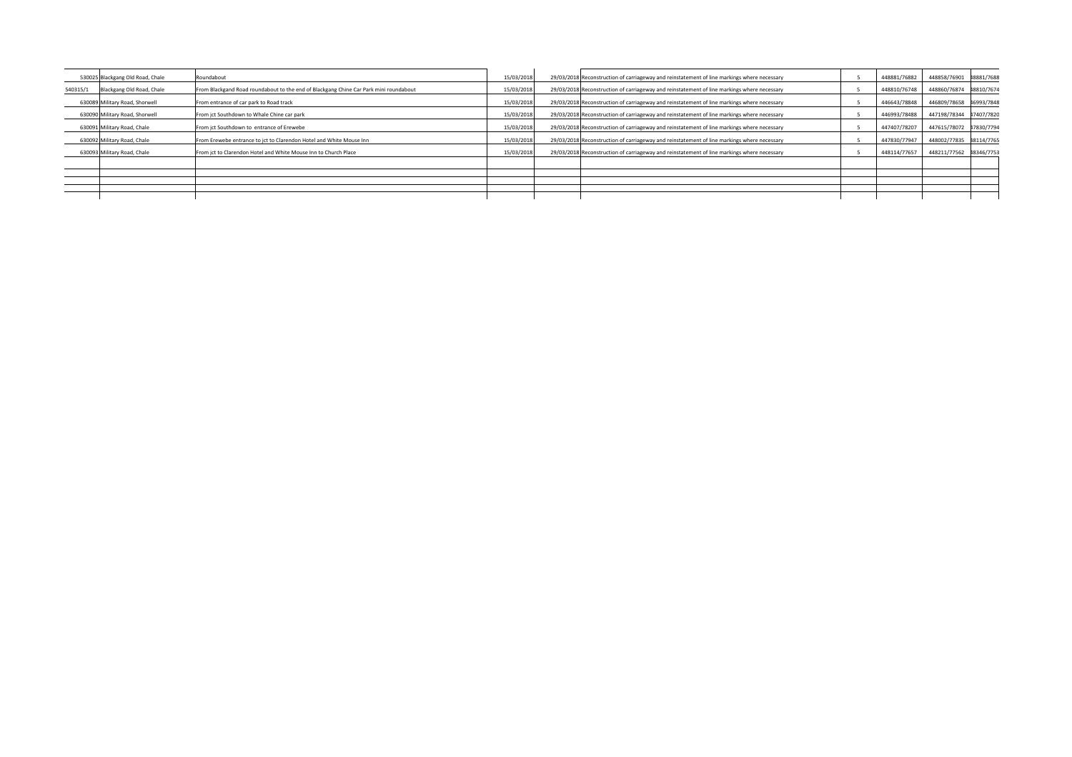| | | | | | | | | | |
|---|---|---|---|---|---|---|---|---|---|
| 530025 | Blackgang Old Road, Chale | Roundabout | 15/03/2018 | 29/03/2018 | Reconstruction of carriageway and reinstatement of line markings where necessary | 5 | 448881/76882 | 448858/76901 | 48881/7688 |
| 540315/1 | Blackgang Old Road, Chale | From Blackgand Road roundabout to the end of Blackgang Chine Car Park mini roundabout | 15/03/2018 | 29/03/2018 | Reconstruction of carriageway and reinstatement of line markings where necessary | 5 | 448810/76748 | 448860/76874 | 48810/7674 |
| 630089 | Military Road, Shorwell | From entrance of car park to Road track | 15/03/2018 | 29/03/2018 | Reconstruction of carriageway and reinstatement of line markings where necessary | 5 | 446643/78848 | 446809/78658 | 46993/7848 |
| 630090 | Military Road, Shorwell | From jct Southdown to Whale Chine car park | 15/03/2018 | 29/03/2018 | Reconstruction of carriageway and reinstatement of line markings where necessary | 5 | 446993/78488 | 447198/78344 | 47407/7820 |
| 630091 | Military Road, Chale | From jct Southdown to entrance of Erewebe | 15/03/2018 | 29/03/2018 | Reconstruction of carriageway and reinstatement of line markings where necessary | 5 | 447407/78207 | 447615/78072 | 47830/7794 |
| 630092 | Military Road, Chale | From Erewebe entrance to jct to Clarendon Hotel and White Mouse Inn | 15/03/2018 | 29/03/2018 | Reconstruction of carriageway and reinstatement of line markings where necessary | 5 | 447830/77947 | 448002/77835 | 48114/7765 |
| 630093 | Military Road, Chale | From jct to Clarendon Hotel and White Mouse Inn to Church Place | 15/03/2018 | 29/03/2018 | Reconstruction of carriageway and reinstatement of line markings where necessary | 5 | 448114/77657 | 448211/77562 | 48346/7753 |
| | | | | | | | | | |
| | | | | | | | | | |
| | | | | | | | | | |
| | | | | | | | | | |
| | | | | | | | | | |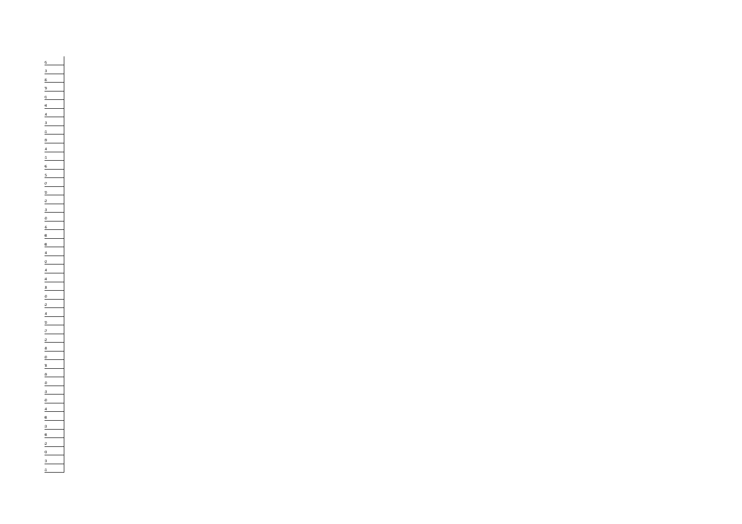'5

3

'6

'9

(1

'4

4

3

:1

(9

4

:1

'6

5

(7

'0

:2

3

(0

'6

(8

(8

4

(2

4

'4

'8

(0

:2

4

'0

:7

:2

'8

(0

'8

(9

(0

3

(0

4

(8

:3

(8

:2

(3

3

:1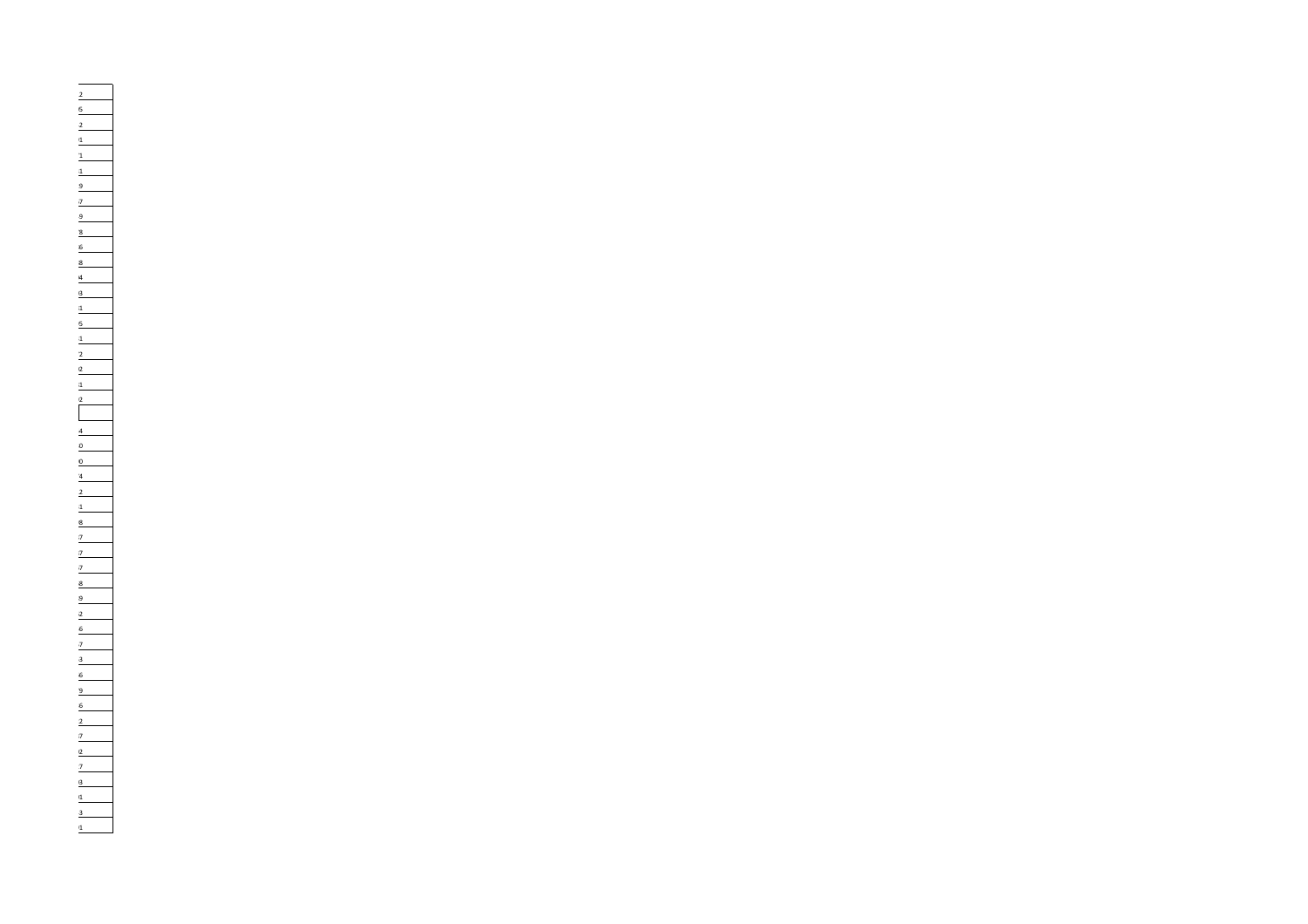| |
|---|
| 2 |
| 6 |
| 2 |
| 1 |
| 1 |
| 1 |
| 9 |
| 7 |
| 9 |
| 8 |
| 6 |
| 8 |
| 4 |
| 0 |
| 1 |
| 5 |
| 1 |
| 2 |
| 2 |
| 1 |
| 2 |
| |
| 4 |
| 0 |
| 0 |
| 4 |
| 2 |
| 1 |
| 8 |
| 7 |
| 7 |
| 7 |
| 8 |
| 9 |
| 2 |
| 6 |
| 7 |
| 3 |
| 6 |
| 9 |
| 6 |
| 2 |
| 7 |
| 2 |
| 7 |
| 0 |
| 1 |
| 3 |
| 1 |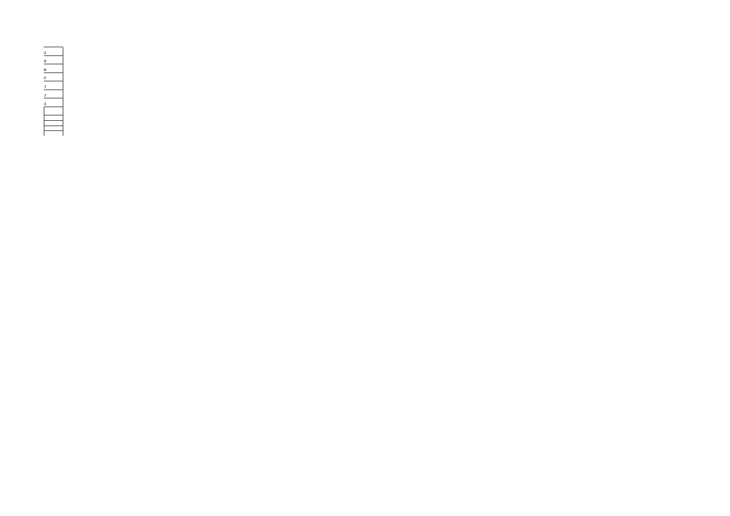| |
|---|
| 2 |
| 8 |
| 8 |
| 7 |
| 7 |
| 7 |
| 3 |
| |
| |
| |
| |